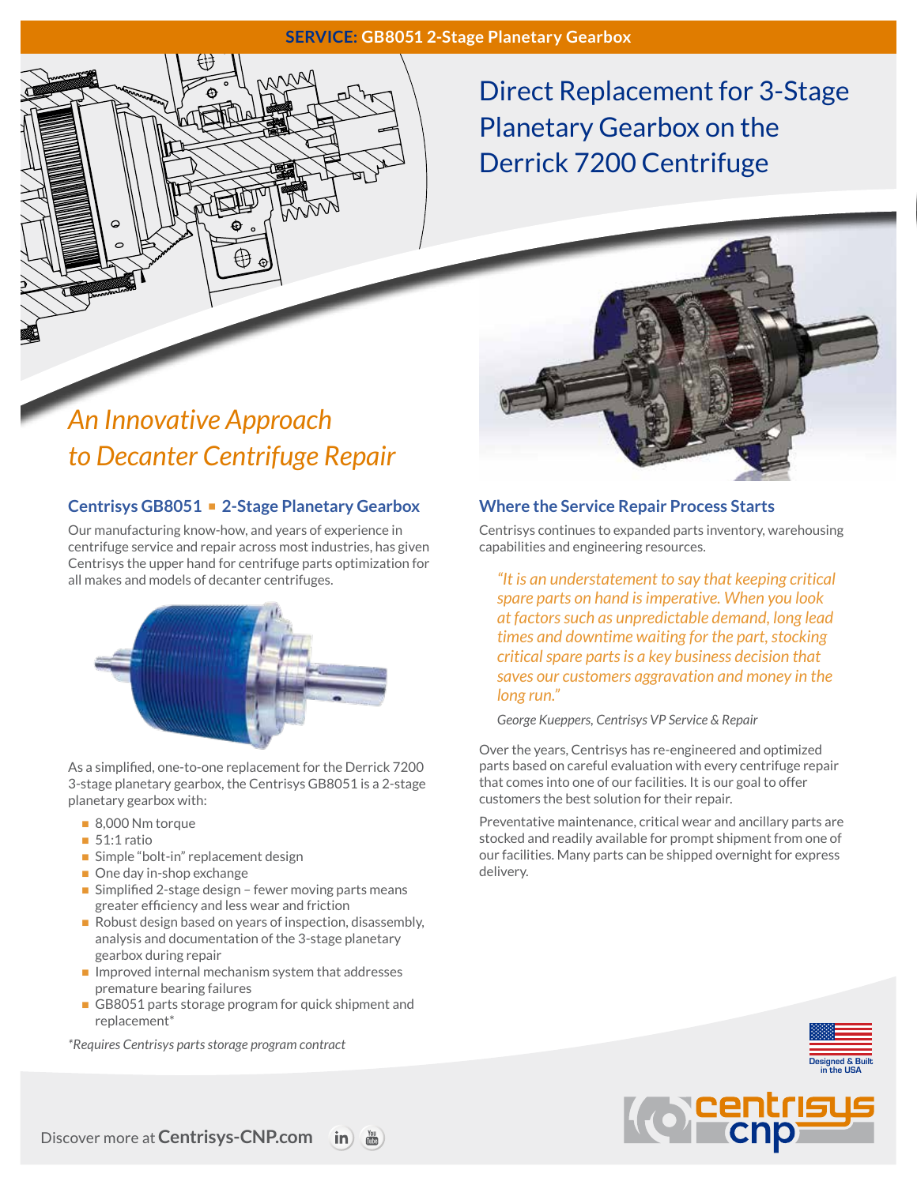**SERVICE:** GB8051 2-Stage Planetary Gearbox

# Direct Replacement for 3-Stage Planetary Gearbox on the Derrick 7200 Centrifuge

## *An Innovative Approach to Decanter Centrifuge Repair*

### Centrisys GB8051 ▪ 2-Stage Planetary Gearbox

Our manufacturing know-how, and years of experience in centrifuge service and repair across most industries, has given Centrisys the upper hand for centrifuge parts optimization for all makes and models of decanter centrifuges.

As a simplified, one-to-one replacement for the Derrick 7200 3-stage planetary gearbox, the Centrisys GB8051 is a 2-stage planetary gearbox with:

- 8,000 Nm torque
- 51:1 ratio
- Simple "bolt-in" replacement design
- One day in-shop exchange
- Simplified 2-stage design – fewer moving parts means greater efficiency and less wear and friction
- Robust design based on years of inspection, disassembly, analysis and documentation of the 3-stage planetary gearbox during repair
- Improved internal mechanism system that addresses premature bearing failures
- GB8051 parts storage program for quick shipment and replacement*

*\*Requires Centrisys parts storage program contract*

### Where the Service Repair Process Starts

Centrisys continues to expanded parts inventory, warehousing capabilities and engineering resources.

> *"It is an understatement to say that keeping critical spare parts on hand is imperative. When you look at factors such as unpredictable demand, long lead times and downtime waiting for the part, stocking critical spare parts is a key business decision that saves our customers aggravation and money in the long run."*
>
> *George Kueppers, Centrisys VP Service & Repair*

Over the years, Centrisys has re-engineered and optimized parts based on careful evaluation with every centrifuge repair that comes into one of our facilities. It is our goal to offer customers the best solution for their repair.

Preventative maintenance, critical wear and ancillary parts are stocked and readily available for prompt shipment from one of our facilities. Many parts can be shipped overnight for express delivery.

Designed & Built in the USA

Discover more at **Centrisys-CNP.com**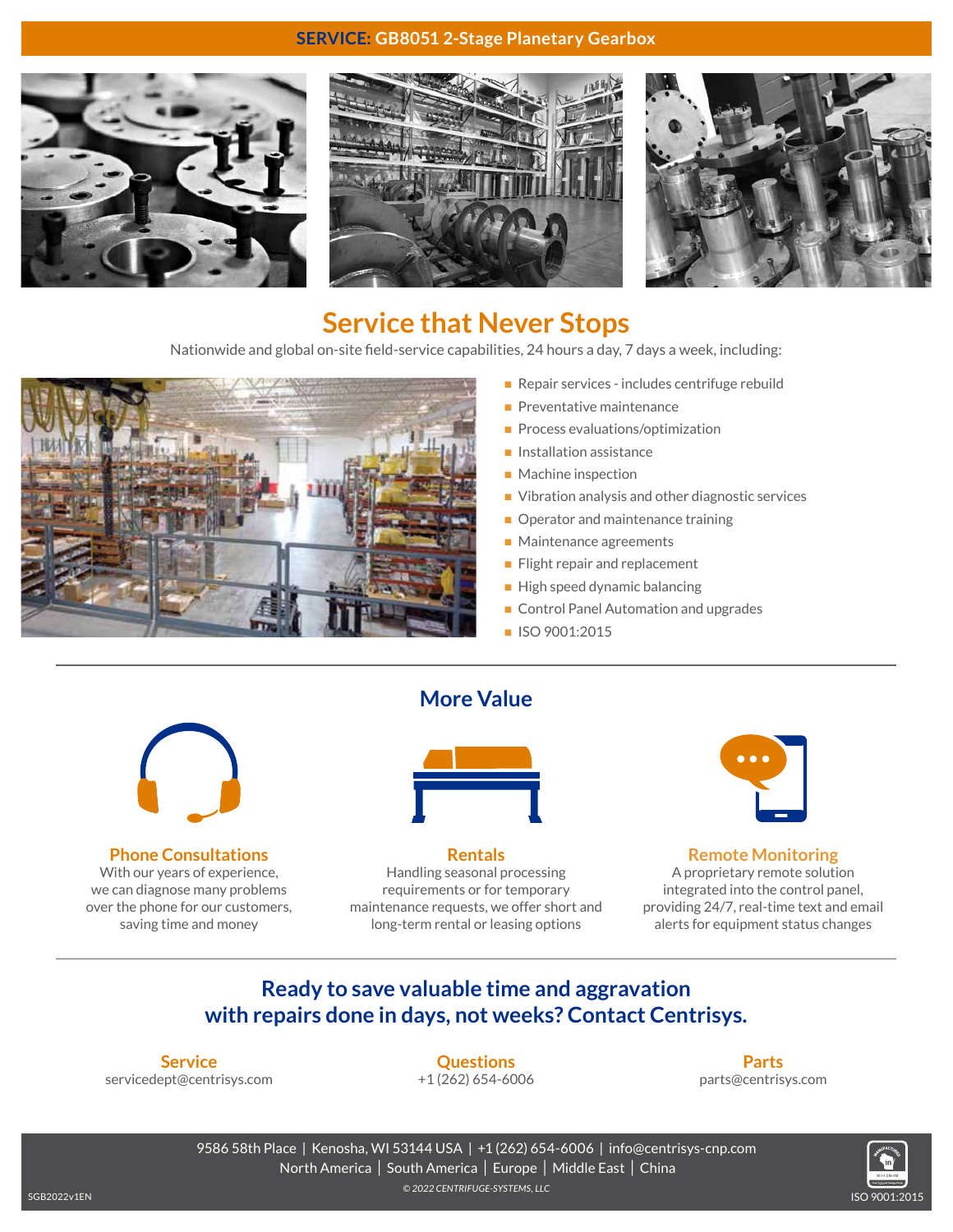**SERVICE:** GB8051 2-Stage Planetary Gearbox

# Service that Never Stops

Nationwide and global on-site field-service capabilities, 24 hours a day, 7 days a week, including:

- Repair services - includes centrifuge rebuild
- Preventative maintenance
- Process evaluations/optimization
- Installation assistance
- Machine inspection
- Vibration analysis and other diagnostic services
- Operator and maintenance training
- Maintenance agreements
- Flight repair and replacement
- High speed dynamic balancing
- Control Panel Automation and upgrades
- ISO 9001:2015

## More Value

### Phone Consultations

With our years of experience, we can diagnose many problems over the phone for our customers, saving time and money

### Rentals

Handling seasonal processing requirements or for temporary maintenance requests, we offer short and long-term rental or leasing options

### Remote Monitoring

A proprietary remote solution integrated into the control panel, providing 24/7, real-time text and email alerts for equipment status changes

## Ready to save valuable time and aggravation with repairs done in days, not weeks? Contact Centrisys.

**Service**
servicedept@centrisys.com

**Questions**
+1 (262) 654-6006

**Parts**
parts@centrisys.com

9586 58th Place | Kenosha, WI 53144 USA | +1 (262) 654-6006 | info@centrisys-cnp.com
North America | South America | Europe | Middle East | China

*© 2022 CENTRIFUGE-SYSTEMS, LLC*

SGB2022v1EN

ISO 9001:2015